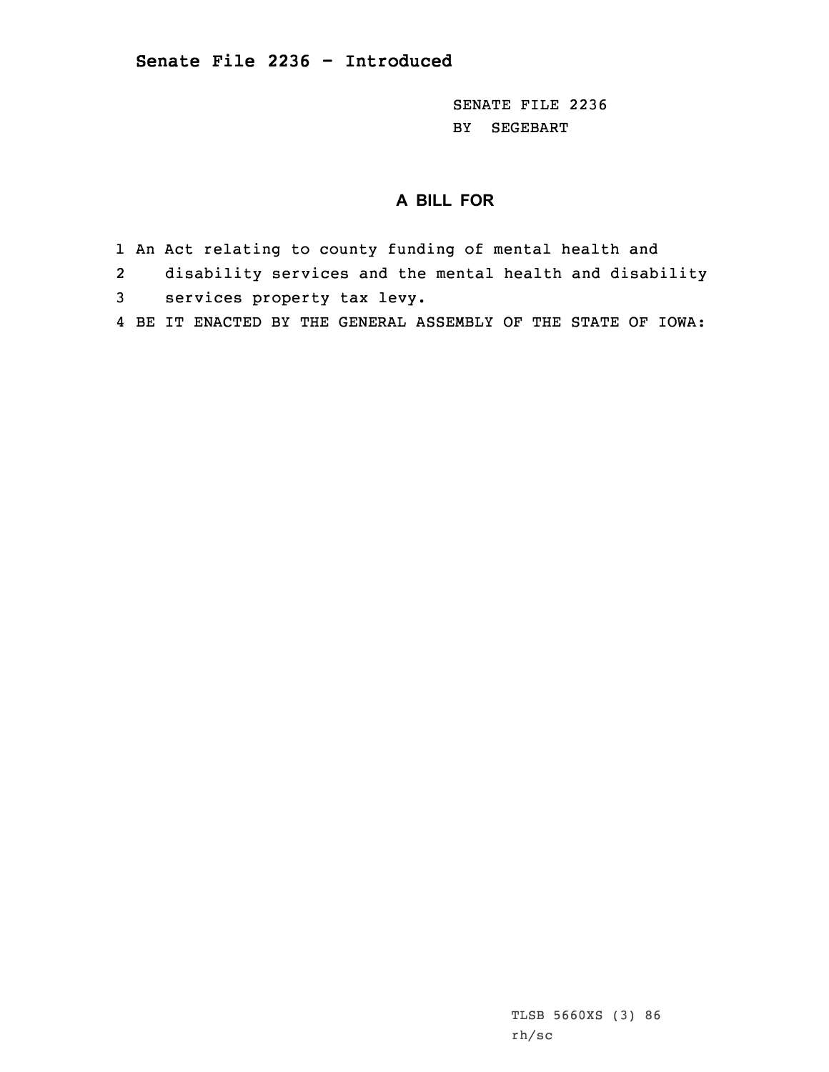**Senate File 2236 - Introduced**

SENATE FILE 2236
BY SEGEBART

## A BILL FOR

1 An Act relating to county funding of mental health and
2 disability services and the mental health and disability
3 services property tax levy.
4 BE IT ENACTED BY THE GENERAL ASSEMBLY OF THE STATE OF IOWA:

TLSB 5660XS (3) 86
rh/sc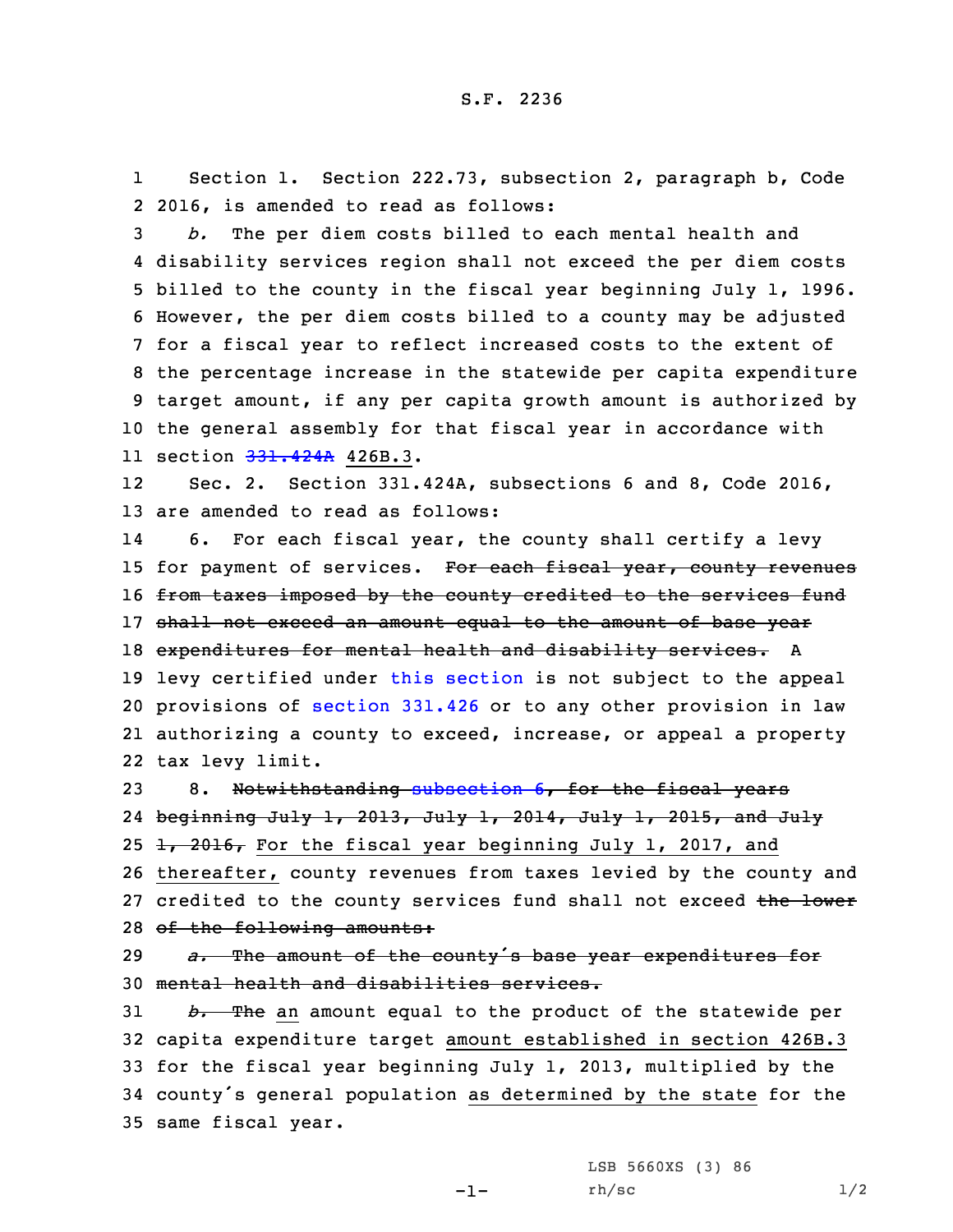S.F. 2236

Section 1. Section 222.73, subsection 2, paragraph b, Code 2016, is amended to read as follows:

*b.* The per diem costs billed to each mental health and disability services region shall not exceed the per diem costs billed to the county in the fiscal year beginning July 1, 1996. However, the per diem costs billed to a county may be adjusted for a fiscal year to reflect increased costs to the extent of the percentage increase in the statewide per capita expenditure target amount, if any per capita growth amount is authorized by the general assembly for that fiscal year in accordance with section ~~331.424A~~ 426B.3.

Sec. 2. Section 331.424A, subsections 6 and 8, Code 2016, are amended to read as follows:

6. For each fiscal year, the county shall certify a levy for payment of services. ~~For each fiscal year, county revenues from taxes imposed by the county credited to the services fund shall not exceed an amount equal to the amount of base year expenditures for mental health and disability services.~~ A levy certified under this section is not subject to the appeal provisions of section 331.426 or to any other provision in law authorizing a county to exceed, increase, or appeal a property tax levy limit.

8. ~~Notwithstanding subsection 6, for the fiscal years beginning July 1, 2013, July 1, 2014, July 1, 2015, and July 1, 2016,~~ For the fiscal year beginning July 1, 2017, and thereafter, county revenues from taxes levied by the county and credited to the county services fund shall not exceed ~~the lower of the following amounts:~~

~~*a.* The amount of the county's base year expenditures for mental health and disabilities services.~~

~~*b.* The~~ an amount equal to the product of the statewide per capita expenditure target amount established in section 426B.3 for the fiscal year beginning July 1, 2013, multiplied by the county's general population as determined by the state for the same fiscal year.

LSB 5660XS (3) 86
rh/sc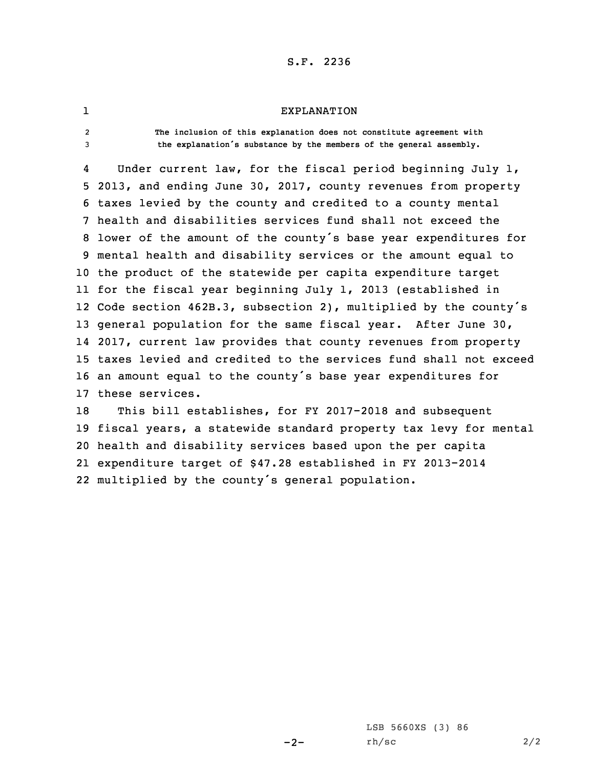S.F. 2236

# EXPLANATION

The inclusion of this explanation does not constitute agreement with the explanation's substance by the members of the general assembly.

Under current law, for the fiscal period beginning July 1, 2013, and ending June 30, 2017, county revenues from property taxes levied by the county and credited to a county mental health and disabilities services fund shall not exceed the lower of the amount of the county's base year expenditures for mental health and disability services or the amount equal to the product of the statewide per capita expenditure target for the fiscal year beginning July 1, 2013 (established in Code section 462B.3, subsection 2), multiplied by the county's general population for the same fiscal year. After June 30, 2017, current law provides that county revenues from property taxes levied and credited to the services fund shall not exceed an amount equal to the county's base year expenditures for these services.

This bill establishes, for FY 2017-2018 and subsequent fiscal years, a statewide standard property tax levy for mental health and disability services based upon the per capita expenditure target of $47.28 established in FY 2013-2014 multiplied by the county's general population.

LSB 5660XS (3) 86
rh/sc